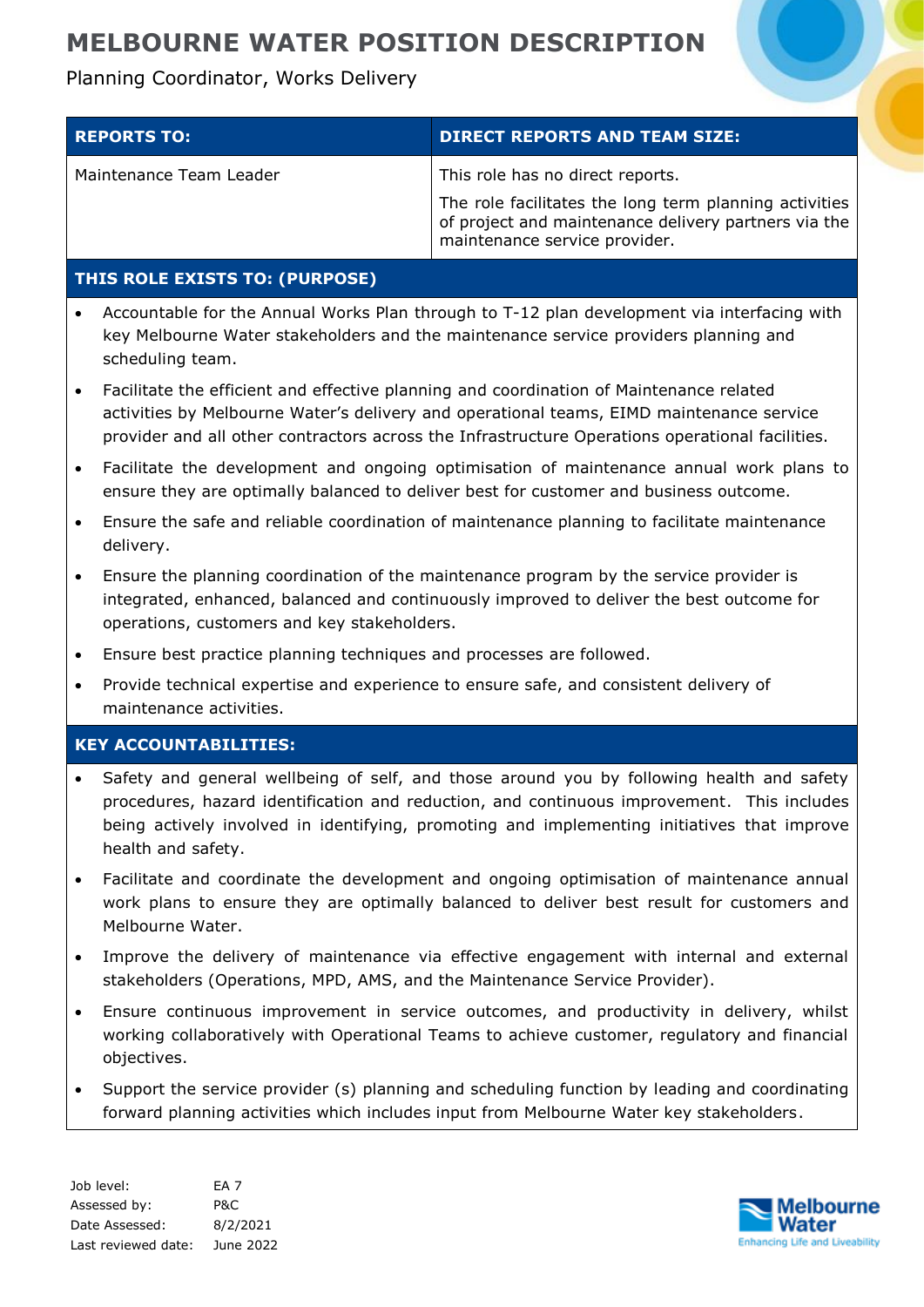# MELBOURNE WATER POSITION DESCRIPTION

Planning Coordinator, Works Delivery

| REPORTS TO: | DIRECT REPORTS AND TEAM SIZE: |
|---|---|
| Maintenance Team Leader | This role has no direct reports.<br>The role facilitates the long term planning activities of project and maintenance delivery partners via the maintenance service provider. |

## THIS ROLE EXISTS TO: (PURPOSE)

- Accountable for the Annual Works Plan through to T-12 plan development via interfacing with key Melbourne Water stakeholders and the maintenance service providers planning and scheduling team.
- Facilitate the efficient and effective planning and coordination of Maintenance related activities by Melbourne Water's delivery and operational teams, EIMD maintenance service provider and all other contractors across the Infrastructure Operations operational facilities.
- Facilitate the development and ongoing optimisation of maintenance annual work plans to ensure they are optimally balanced to deliver best for customer and business outcome.
- Ensure the safe and reliable coordination of maintenance planning to facilitate maintenance delivery.
- Ensure the planning coordination of the maintenance program by the service provider is integrated, enhanced, balanced and continuously improved to deliver the best outcome for operations, customers and key stakeholders.
- Ensure best practice planning techniques and processes are followed.
- Provide technical expertise and experience to ensure safe, and consistent delivery of maintenance activities.

## KEY ACCOUNTABILITIES:

- Safety and general wellbeing of self, and those around you by following health and safety procedures, hazard identification and reduction, and continuous improvement. This includes being actively involved in identifying, promoting and implementing initiatives that improve health and safety.
- Facilitate and coordinate the development and ongoing optimisation of maintenance annual work plans to ensure they are optimally balanced to deliver best result for customers and Melbourne Water.
- Improve the delivery of maintenance via effective engagement with internal and external stakeholders (Operations, MPD, AMS, and the Maintenance Service Provider).
- Ensure continuous improvement in service outcomes, and productivity in delivery, whilst working collaboratively with Operational Teams to achieve customer, regulatory and financial objectives.
- Support the service provider (s) planning and scheduling function by leading and coordinating forward planning activities which includes input from Melbourne Water key stakeholders.

| | |
|---|---|
| Job level: | EA 7 |
| Assessed by: | P&C |
| Date Assessed: | 8/2/2021 |
| Last reviewed date: | June 2022 |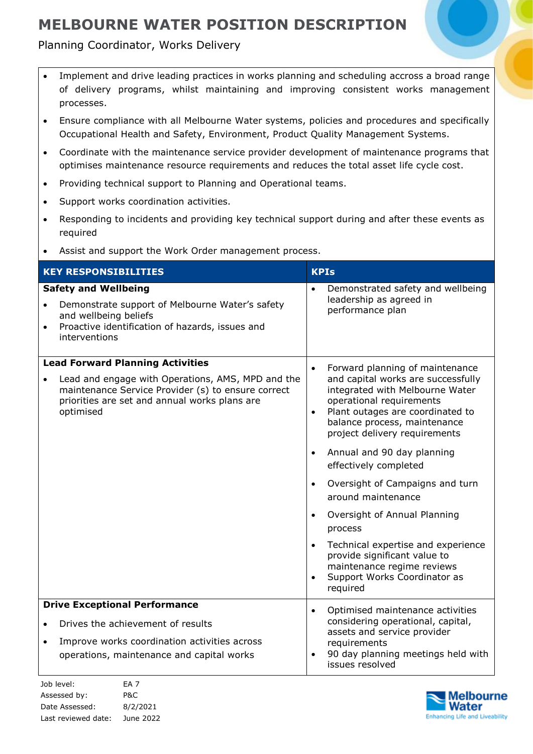- Implement and drive leading practices in works planning and scheduling accross a broad range of delivery programs, whilst maintaining and improving consistent works management processes.
- Ensure compliance with all Melbourne Water systems, policies and procedures and specifically Occupational Health and Safety, Environment, Product Quality Management Systems.
- Coordinate with the maintenance service provider development of maintenance programs that optimises maintenance resource requirements and reduces the total asset life cycle cost.
- Providing technical support to Planning and Operational teams.
- Support works coordination activities.
- Responding to incidents and providing key technical support during and after these events as required
- Assist and support the Work Order management process.

| KEY RESPONSIBILITIES | KPIs |
|---|---|
| **Safety and Wellbeing**<br>• Demonstrate support of Melbourne Water's safety and wellbeing beliefs<br>• Proactive identification of hazards, issues and interventions | • Demonstrated safety and wellbeing leadership as agreed in performance plan |
| **Lead Forward Planning Activities**<br>• Lead and engage with Operations, AMS, MPD and the maintenance Service Provider (s) to ensure correct priorities are set and annual works plans are optimised | • Forward planning of maintenance and capital works are successfully integrated with Melbourne Water operational requirements<br>• Plant outages are coordinated to balance process, maintenance project delivery requirements<br>• Annual and 90 day planning effectively completed<br>• Oversight of Campaigns and turn around maintenance<br>• Oversight of Annual Planning process<br>• Technical expertise and experience provide significant value to maintenance regime reviews<br>• Support Works Coordinator as required |
| **Drive Exceptional Performance**<br>• Drives the achievement of results<br>• Improve works coordination activities across operations, maintenance and capital works | • Optimised maintenance activities considering operational, capital, assets and service provider requirements<br>• 90 day planning meetings held with issues resolved |

Job level: EA 7
Assessed by: P&C
Date Assessed: 8/2/2021
Last reviewed date: June 2022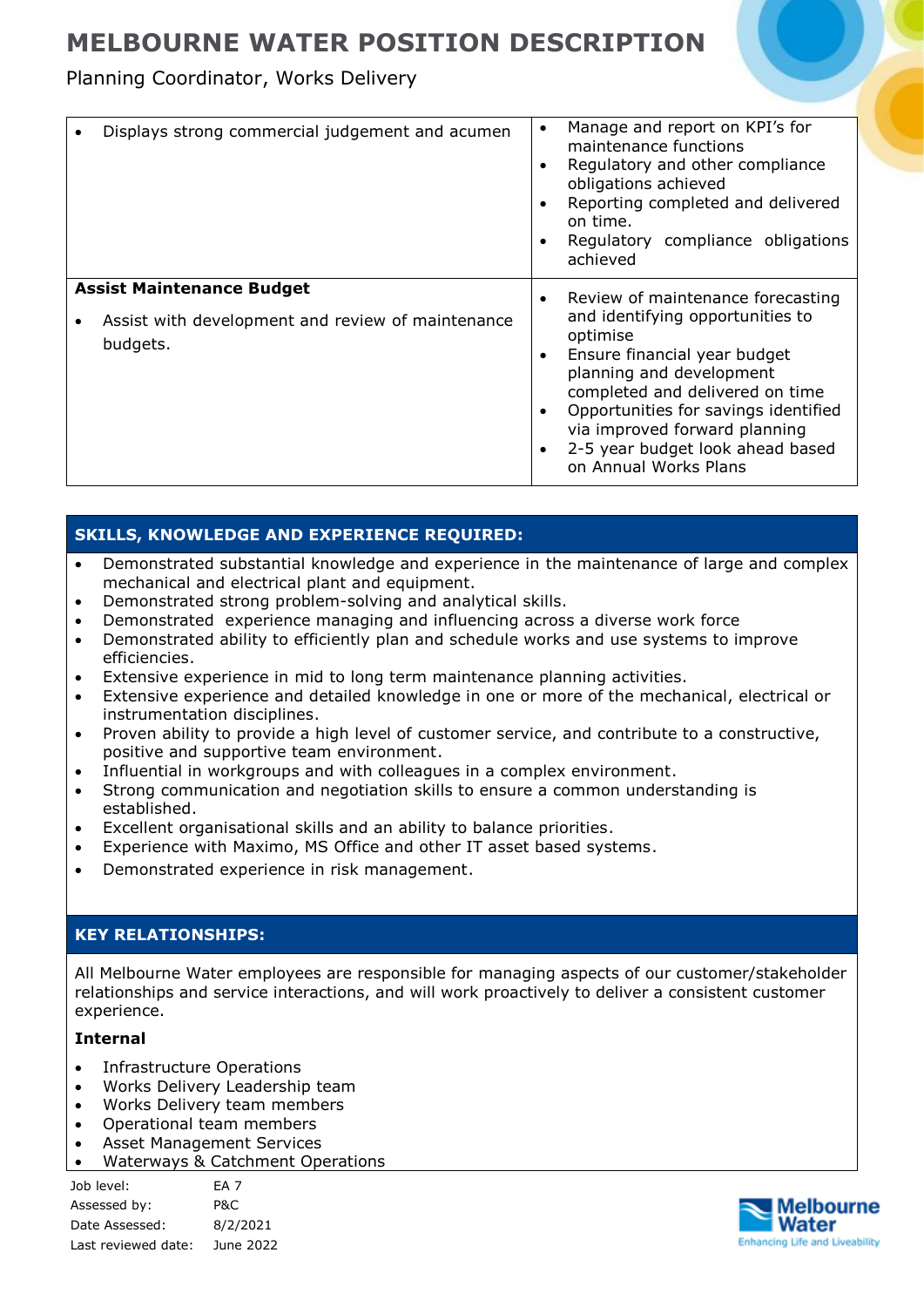| | |
|---|---|
| • Displays strong commercial judgement and acumen | • Manage and report on KPI's for maintenance functions<br>• Regulatory and other compliance obligations achieved<br>• Reporting completed and delivered on time.<br>• Regulatory compliance obligations achieved |
| **Assist Maintenance Budget**<br>• Assist with development and review of maintenance budgets. | • Review of maintenance forecasting and identifying opportunities to optimise<br>• Ensure financial year budget planning and development completed and delivered on time<br>• Opportunities for savings identified via improved forward planning<br>• 2-5 year budget look ahead based on Annual Works Plans |

## SKILLS, KNOWLEDGE AND EXPERIENCE REQUIRED:

- Demonstrated substantial knowledge and experience in the maintenance of large and complex mechanical and electrical plant and equipment.
- Demonstrated strong problem-solving and analytical skills.
- Demonstrated experience managing and influencing across a diverse work force
- Demonstrated ability to efficiently plan and schedule works and use systems to improve efficiencies.
- Extensive experience in mid to long term maintenance planning activities.
- Extensive experience and detailed knowledge in one or more of the mechanical, electrical or instrumentation disciplines.
- Proven ability to provide a high level of customer service, and contribute to a constructive, positive and supportive team environment.
- Influential in workgroups and with colleagues in a complex environment.
- Strong communication and negotiation skills to ensure a common understanding is established.
- Excellent organisational skills and an ability to balance priorities.
- Experience with Maximo, MS Office and other IT asset based systems.
- Demonstrated experience in risk management.

## KEY RELATIONSHIPS:

All Melbourne Water employees are responsible for managing aspects of our customer/stakeholder relationships and service interactions, and will work proactively to deliver a consistent customer experience.

**Internal**

- Infrastructure Operations
- Works Delivery Leadership team
- Works Delivery team members
- Operational team members
- Asset Management Services
- Waterways & Catchment Operations

| | |
|---|---|
| Job level: | EA 7 |
| Assessed by: | P&C |
| Date Assessed: | 8/2/2021 |
| Last reviewed date: | June 2022 |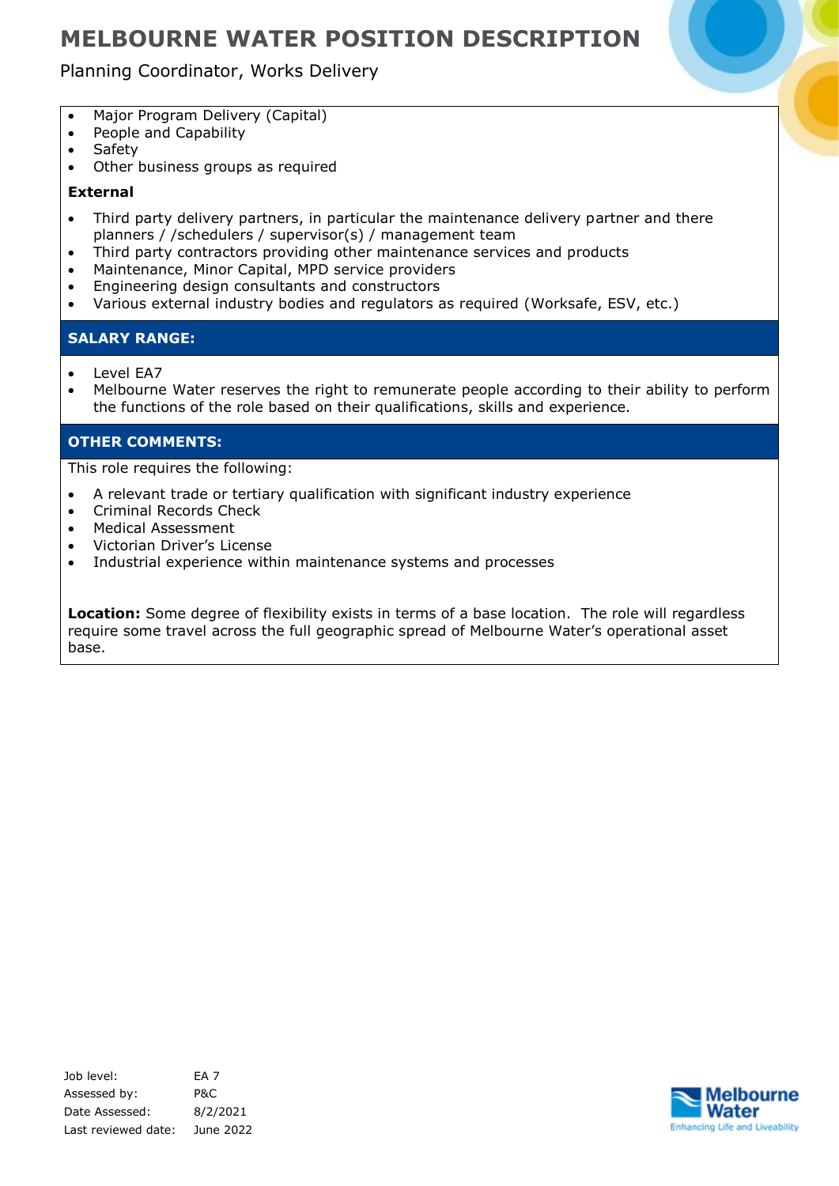- Major Program Delivery (Capital)
- People and Capability
- Safety
- Other business groups as required

**External**

- Third party delivery partners, in particular the maintenance delivery partner and there planners / /schedulers / supervisor(s) / management team
- Third party contractors providing other maintenance services and products
- Maintenance, Minor Capital, MPD service providers
- Engineering design consultants and constructors
- Various external industry bodies and regulators as required (Worksafe, ESV, etc.)

## SALARY RANGE:

- Level EA7
- Melbourne Water reserves the right to remunerate people according to their ability to perform the functions of the role based on their qualifications, skills and experience.

## OTHER COMMENTS:

This role requires the following:

- A relevant trade or tertiary qualification with significant industry experience
- Criminal Records Check
- Medical Assessment
- Victorian Driver's License
- Industrial experience within maintenance systems and processes

**Location:** Some degree of flexibility exists in terms of a base location. The role will regardless require some travel across the full geographic spread of Melbourne Water's operational asset base.

| | |
|---|---|
| Job level: | EA 7 |
| Assessed by: | P&C |
| Date Assessed: | 8/2/2021 |
| Last reviewed date: | June 2022 |